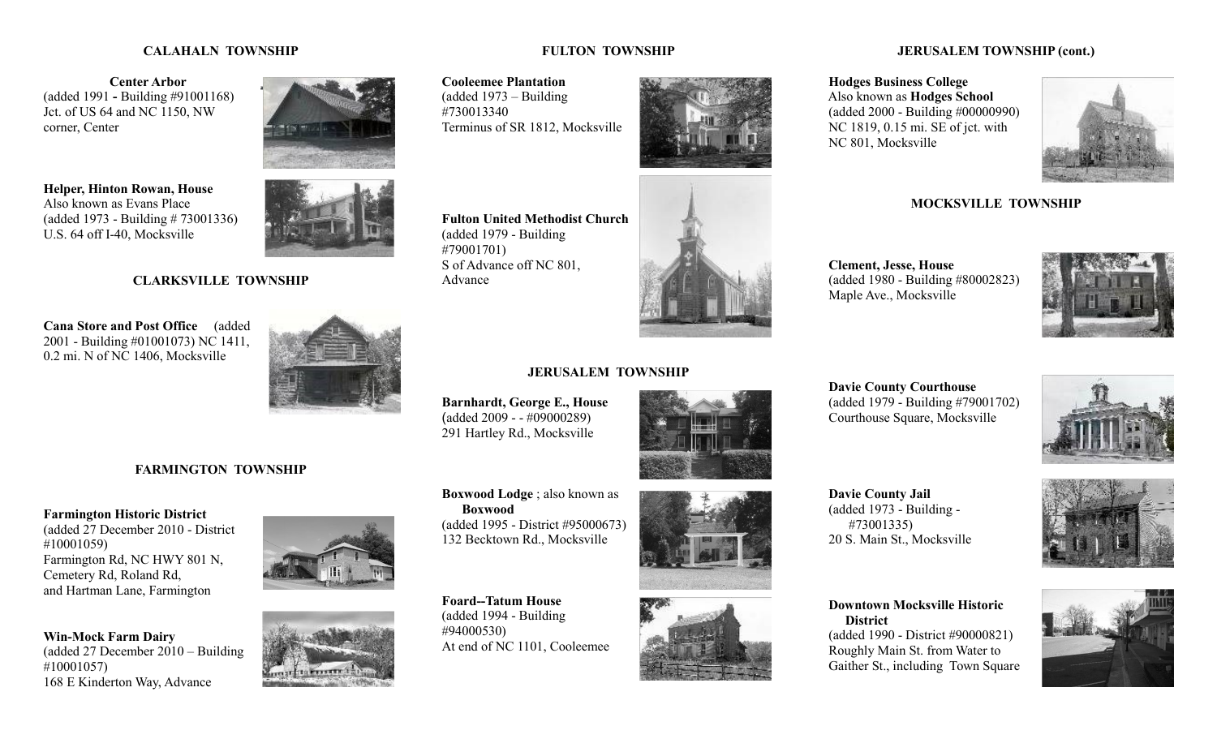## CALAHALN TOWNSHIP

**Center Arbor**
(added 1991 - Building #91001168)
Jct. of US 64 and NC 1150, NW corner, Center

**Helper, Hinton Rowan, House**
Also known as Evans Place
(added 1973 - Building # 73001336)
U.S. 64 off I-40, Mocksville

## CLARKSVILLE TOWNSHIP

**Cana Store and Post Office** (added 2001 - Building #01001073) NC 1411, 0.2 mi. N of NC 1406, Mocksville

## FARMINGTON TOWNSHIP

**Farmington Historic District**
(added 27 December 2010 - District #10001059)
Farmington Rd, NC HWY 801 N, Cemetery Rd, Roland Rd, and Hartman Lane, Farmington

**Win-Mock Farm Dairy**
(added 27 December 2010 – Building #10001057)
168 E Kinderton Way, Advance

## FULTON TOWNSHIP

**Cooleemee Plantation**
(added 1973 – Building #730013340
Terminus of SR 1812, Mocksville

**Fulton United Methodist Church**
(added 1979 - Building #79001701)
S of Advance off NC 801, Advance

## JERUSALEM TOWNSHIP

**Barnhardt, George E., House**
(added 2009 - - #09000289)
291 Hartley Rd., Mocksville

**Boxwood Lodge** ; also known as **Boxwood**
(added 1995 - District #95000673)
132 Becktown Rd., Mocksville

**Foard--Tatum House**
(added 1994 - Building #94000530)
At end of NC 1101, Cooleemee

## JERUSALEM TOWNSHIP (cont.)

**Hodges Business College**
Also known as **Hodges School**
(added 2000 - Building #00000990)
NC 1819, 0.15 mi. SE of jct. with NC 801, Mocksville

## MOCKSVILLE TOWNSHIP

**Clement, Jesse, House**
(added 1980 - Building #80002823)
Maple Ave., Mocksville

**Davie County Courthouse**
(added 1979 - Building #79001702)
Courthouse Square, Mocksville

**Davie County Jail**
(added 1973 - Building - #73001335)
20 S. Main St., Mocksville

**Downtown Mocksville Historic District**
(added 1990 - District #90000821)
Roughly Main St. from Water to Gaither St., including Town Square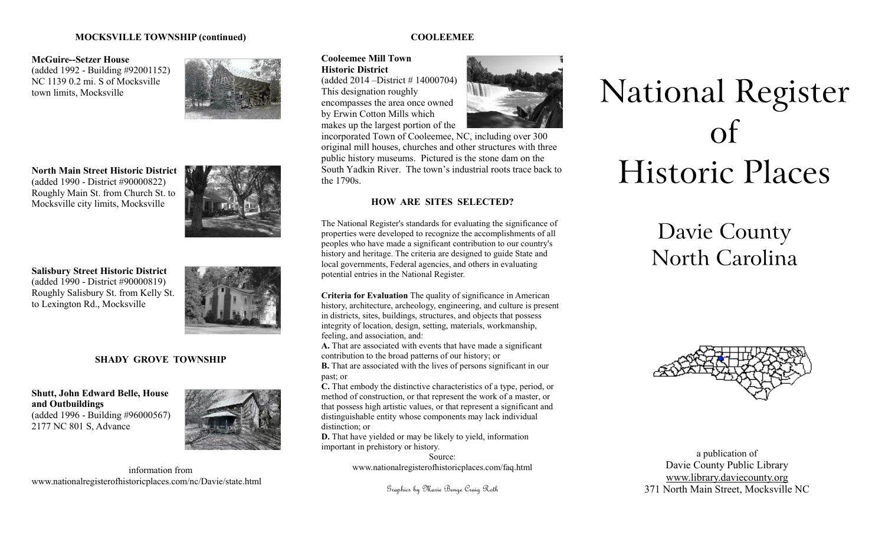## MOCKSVILLE TOWNSHIP (continued)

**McGuire--Setzer House**
(added 1992 - Building #92001152)
NC 1139 0.2 mi. S of Mocksville town limits, Mocksville

**North Main Street Historic District**
(added 1990 - District #90000822)
Roughly Main St. from Church St. to Mocksville city limits, Mocksville

**Salisbury Street Historic District**
(added 1990 - District #90000819)
Roughly Salisbury St. from Kelly St. to Lexington Rd., Mocksville

## SHADY GROVE TOWNSHIP

**Shutt, John Edward Belle, House and Outbuildings**
(added 1996 - Building #96000567)
2177 NC 801 S, Advance

information from
www.nationalregisterofhistoricplaces.com/nc/Davie/state.html

## COOLEEMEE

**Cooleemee Mill Town Historic District**
(added 2014 –District # 14000704)
This designation roughly encompasses the area once owned by Erwin Cotton Mills which makes up the largest portion of the incorporated Town of Cooleemee, NC, including over 300 original mill houses, churches and other structures with three public history museums. Pictured is the stone dam on the South Yadkin River. The town's industrial roots trace back to the 1790s.

## HOW ARE SITES SELECTED?

The National Register's standards for evaluating the significance of properties were developed to recognize the accomplishments of all peoples who have made a significant contribution to our country's history and heritage. The criteria are designed to guide State and local governments, Federal agencies, and others in evaluating potential entries in the National Register.

**Criteria for Evaluation** The quality of significance in American history, architecture, archeology, engineering, and culture is present in districts, sites, buildings, structures, and objects that possess integrity of location, design, setting, materials, workmanship, feeling, and association, and:

**A.** That are associated with events that have made a significant contribution to the broad patterns of our history; or

**B.** That are associated with the lives of persons significant in our past; or

**C.** That embody the distinctive characteristics of a type, period, or method of construction, or that represent the work of a master, or that possess high artistic values, or that represent a significant and distinguishable entity whose components may lack individual distinction; or

**D.** That have yielded or may be likely to yield, information important in prehistory or history.

Source:
www.nationalregisterofhistoricplaces.com/faq.html

Graphics by Marie Benge Craig Roth

# National Register of Historic Places

## Davie County North Carolina

a publication of
Davie County Public Library
www.library.daviecounty.org
371 North Main Street, Mocksville NC